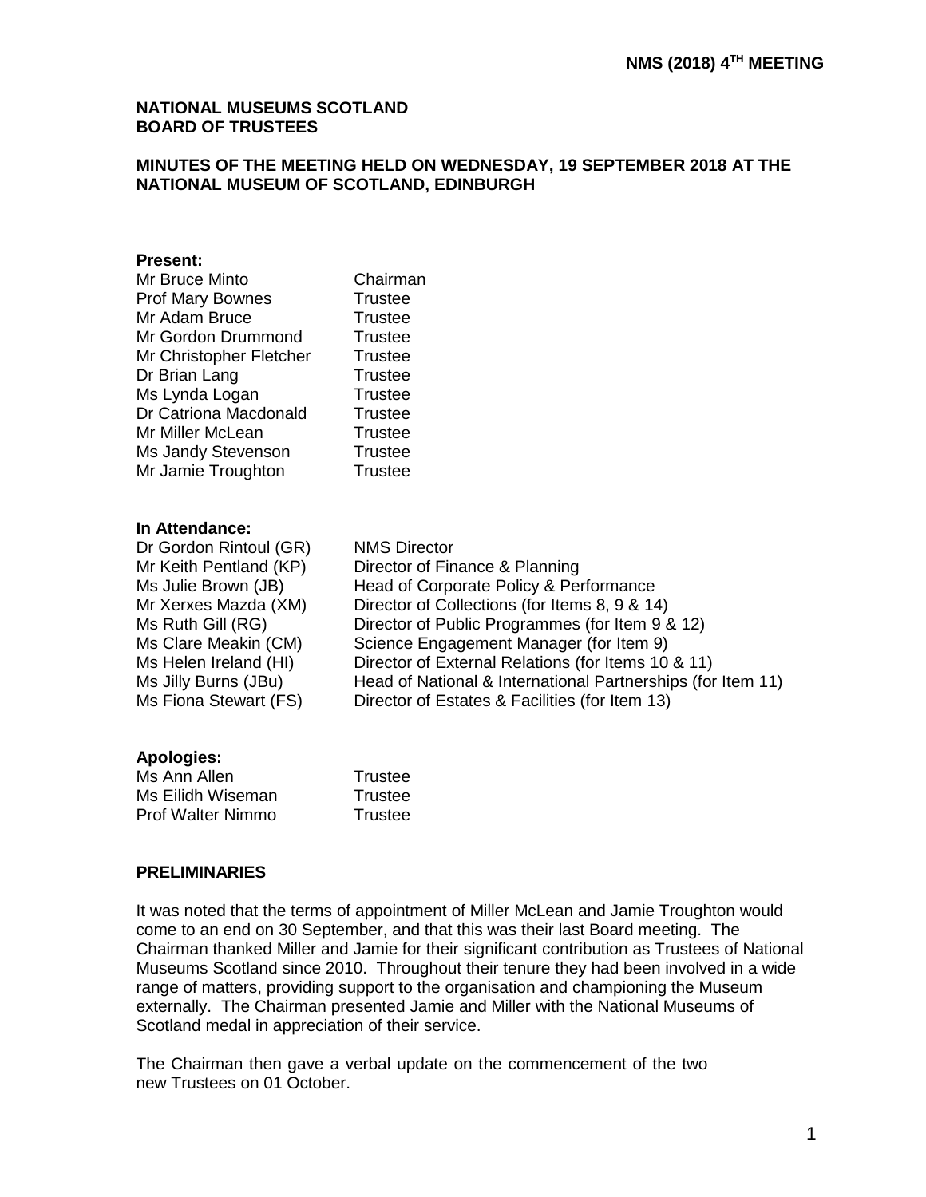**NMS (2018) 4TH MEETING**

# NATIONAL MUSEUMS SCOTLAND
# BOARD OF TRUSTEES

## MINUTES OF THE MEETING HELD ON WEDNESDAY, 19 SEPTEMBER 2018 AT THE NATIONAL MUSEUM OF SCOTLAND, EDINBURGH

**Present:**

| | |
|---|---|
| Mr Bruce Minto | Chairman |
| Prof Mary Bownes | Trustee |
| Mr Adam Bruce | Trustee |
| Mr Gordon Drummond | Trustee |
| Mr Christopher Fletcher | Trustee |
| Dr Brian Lang | Trustee |
| Ms Lynda Logan | Trustee |
| Dr Catriona Macdonald | Trustee |
| Mr Miller McLean | Trustee |
| Ms Jandy Stevenson | Trustee |
| Mr Jamie Troughton | Trustee |

**In Attendance:**

| | |
|---|---|
| Dr Gordon Rintoul (GR) | NMS Director |
| Mr Keith Pentland (KP) | Director of Finance & Planning |
| Ms Julie Brown (JB) | Head of Corporate Policy & Performance |
| Mr Xerxes Mazda (XM) | Director of Collections (for Items 8, 9 & 14) |
| Ms Ruth Gill (RG) | Director of Public Programmes (for Item 9 & 12) |
| Ms Clare Meakin (CM) | Science Engagement Manager (for Item 9) |
| Ms Helen Ireland (HI) | Director of External Relations (for Items 10 & 11) |
| Ms Jilly Burns (JBu) | Head of National & International Partnerships (for Item 11) |
| Ms Fiona Stewart (FS) | Director of Estates & Facilities (for Item 13) |

**Apologies:**

| | |
|---|---|
| Ms Ann Allen | Trustee |
| Ms Eilidh Wiseman | Trustee |
| Prof Walter Nimmo | Trustee |

## PRELIMINARIES

It was noted that the terms of appointment of Miller McLean and Jamie Troughton would come to an end on 30 September, and that this was their last Board meeting. The Chairman thanked Miller and Jamie for their significant contribution as Trustees of National Museums Scotland since 2010. Throughout their tenure they had been involved in a wide range of matters, providing support to the organisation and championing the Museum externally. The Chairman presented Jamie and Miller with the National Museums of Scotland medal in appreciation of their service.

The Chairman then gave a verbal update on the commencement of the two new Trustees on 01 October.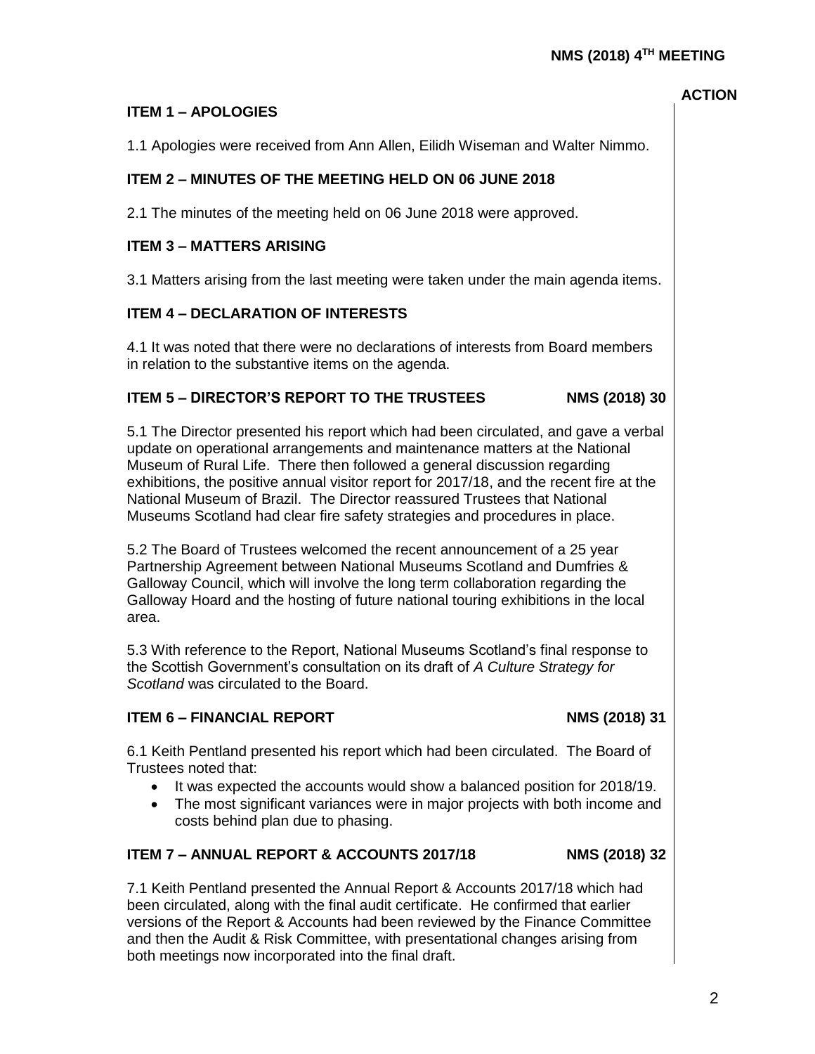**ACTION**

## ITEM 1 – APOLOGIES

1.1 Apologies were received from Ann Allen, Eilidh Wiseman and Walter Nimmo.

## ITEM 2 – MINUTES OF THE MEETING HELD ON 06 JUNE 2018

2.1 The minutes of the meeting held on 06 June 2018 were approved.

## ITEM 3 – MATTERS ARISING

3.1 Matters arising from the last meeting were taken under the main agenda items.

## ITEM 4 – DECLARATION OF INTERESTS

4.1 It was noted that there were no declarations of interests from Board members in relation to the substantive items on the agenda.

## ITEM 5 – DIRECTOR'S REPORT TO THE TRUSTEES — NMS (2018) 30

5.1 The Director presented his report which had been circulated, and gave a verbal update on operational arrangements and maintenance matters at the National Museum of Rural Life. There then followed a general discussion regarding exhibitions, the positive annual visitor report for 2017/18, and the recent fire at the National Museum of Brazil. The Director reassured Trustees that National Museums Scotland had clear fire safety strategies and procedures in place.

5.2 The Board of Trustees welcomed the recent announcement of a 25 year Partnership Agreement between National Museums Scotland and Dumfries & Galloway Council, which will involve the long term collaboration regarding the Galloway Hoard and the hosting of future national touring exhibitions in the local area.

5.3 With reference to the Report, National Museums Scotland's final response to the Scottish Government's consultation on its draft of *A Culture Strategy for Scotland* was circulated to the Board.

## ITEM 6 – FINANCIAL REPORT — NMS (2018) 31

6.1 Keith Pentland presented his report which had been circulated. The Board of Trustees noted that:

- It was expected the accounts would show a balanced position for 2018/19.
- The most significant variances were in major projects with both income and costs behind plan due to phasing.

## ITEM 7 – ANNUAL REPORT & ACCOUNTS 2017/18 — NMS (2018) 32

7.1 Keith Pentland presented the Annual Report & Accounts 2017/18 which had been circulated, along with the final audit certificate. He confirmed that earlier versions of the Report & Accounts had been reviewed by the Finance Committee and then the Audit & Risk Committee, with presentational changes arising from both meetings now incorporated into the final draft.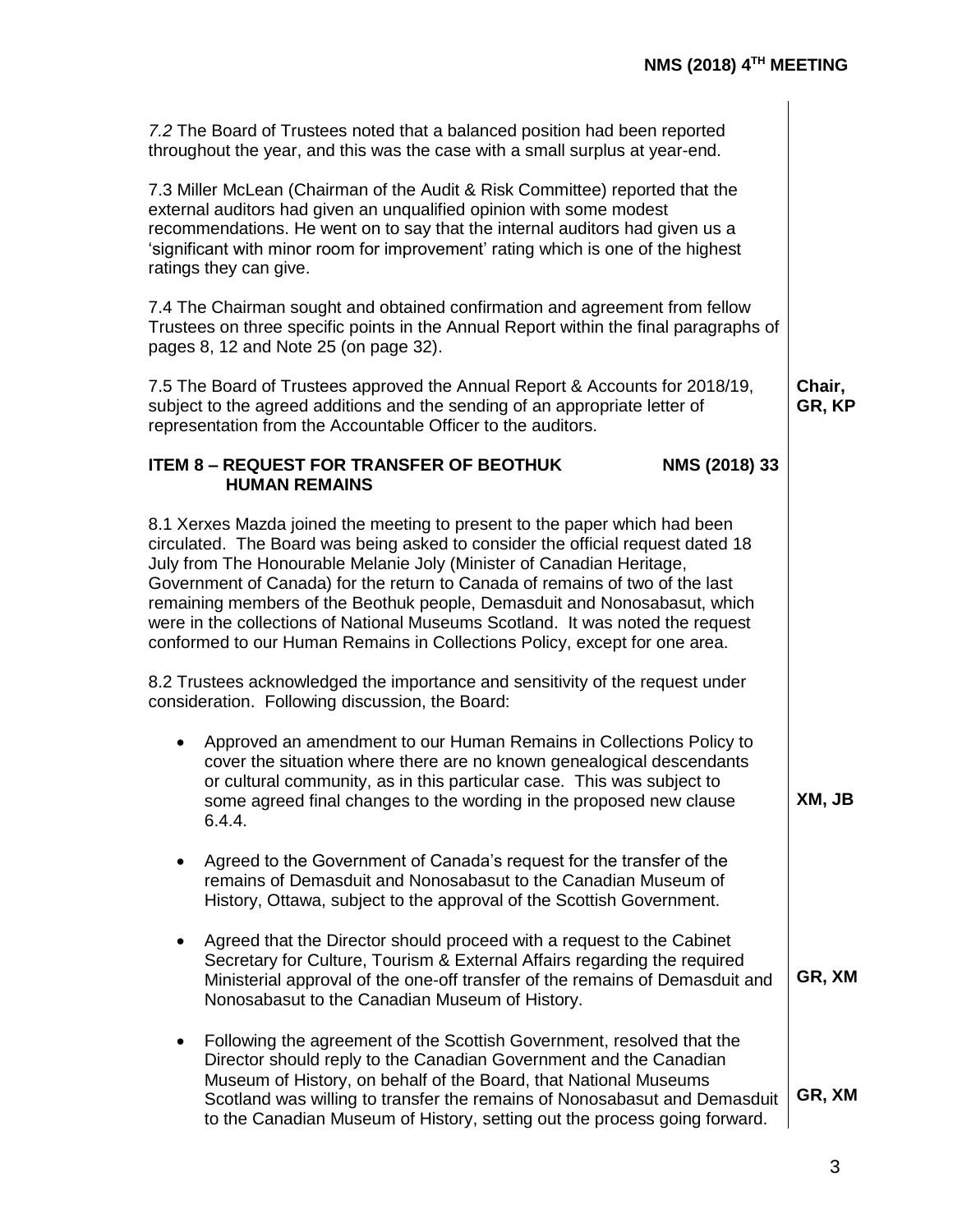*7.2* The Board of Trustees noted that a balanced position had been reported throughout the year, and this was the case with a small surplus at year-end.

7.3 Miller McLean (Chairman of the Audit & Risk Committee) reported that the external auditors had given an unqualified opinion with some modest recommendations. He went on to say that the internal auditors had given us a 'significant with minor room for improvement' rating which is one of the highest ratings they can give.

7.4 The Chairman sought and obtained confirmation and agreement from fellow Trustees on three specific points in the Annual Report within the final paragraphs of pages 8, 12 and Note 25 (on page 32).

7.5 The Board of Trustees approved the Annual Report & Accounts for 2018/19, subject to the agreed additions and the sending of an appropriate letter of representation from the Accountable Officer to the auditors. **Chair, GR, KP**

**ITEM 8 – REQUEST FOR TRANSFER OF BEOTHUK HUMAN REMAINS** **NMS (2018) 33**

8.1 Xerxes Mazda joined the meeting to present to the paper which had been circulated. The Board was being asked to consider the official request dated 18 July from The Honourable Melanie Joly (Minister of Canadian Heritage, Government of Canada) for the return to Canada of remains of two of the last remaining members of the Beothuk people, Demasduit and Nonosabasut, which were in the collections of National Museums Scotland. It was noted the request conformed to our Human Remains in Collections Policy, except for one area.

8.2 Trustees acknowledged the importance and sensitivity of the request under consideration. Following discussion, the Board:

- Approved an amendment to our Human Remains in Collections Policy to cover the situation where there are no known genealogical descendants or cultural community, as in this particular case. This was subject to some agreed final changes to the wording in the proposed new clause 6.4.4. **XM, JB**

- Agreed to the Government of Canada's request for the transfer of the remains of Demasduit and Nonosabasut to the Canadian Museum of History, Ottawa, subject to the approval of the Scottish Government.

- Agreed that the Director should proceed with a request to the Cabinet Secretary for Culture, Tourism & External Affairs regarding the required Ministerial approval of the one-off transfer of the remains of Demasduit and Nonosabasut to the Canadian Museum of History. **GR, XM**

- Following the agreement of the Scottish Government, resolved that the Director should reply to the Canadian Government and the Canadian Museum of History, on behalf of the Board, that National Museums Scotland was willing to transfer the remains of Nonosabasut and Demasduit to the Canadian Museum of History, setting out the process going forward. **GR, XM**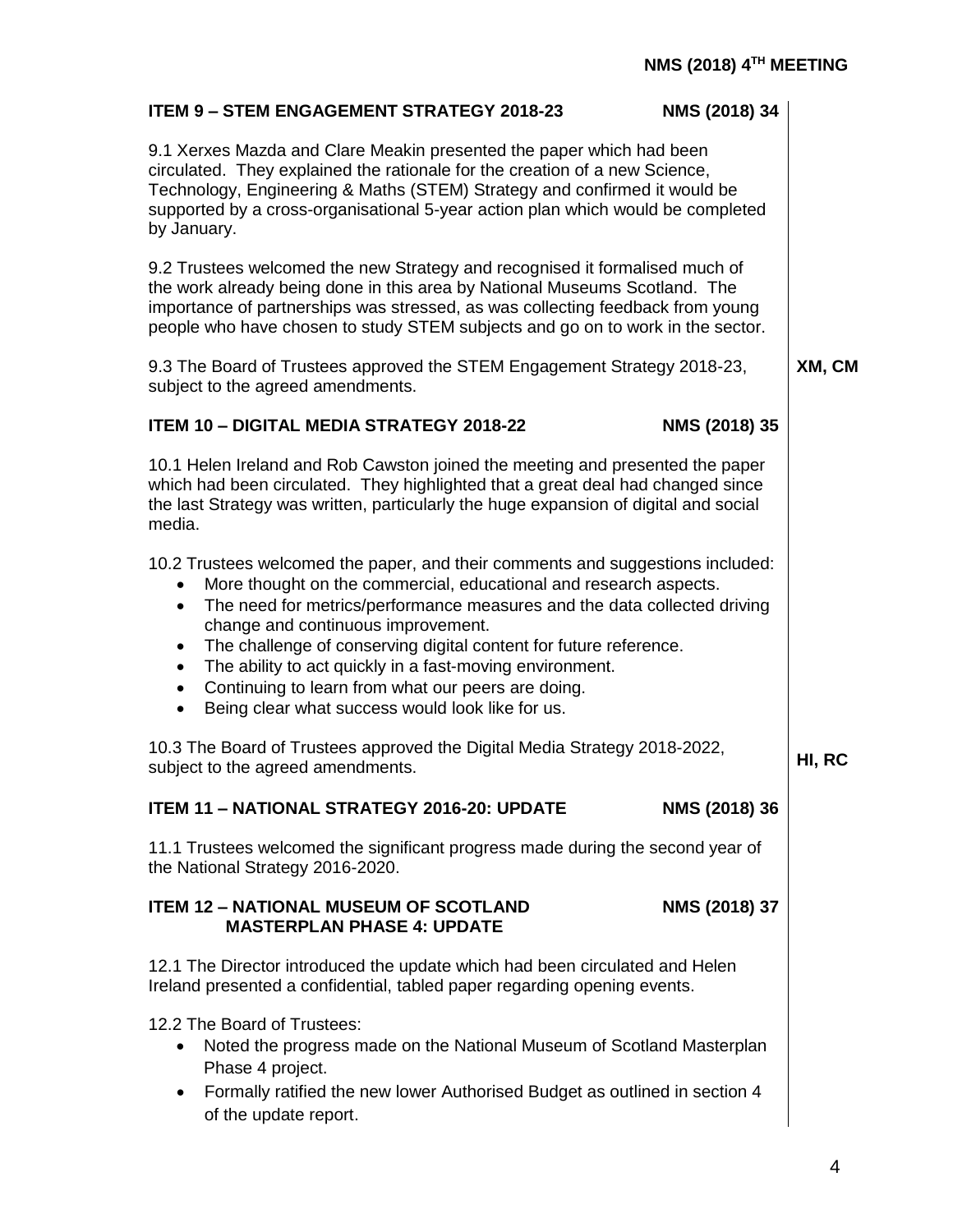## ITEM 9 – STEM ENGAGEMENT STRATEGY 2018-23 NMS (2018) 34

9.1 Xerxes Mazda and Clare Meakin presented the paper which had been circulated. They explained the rationale for the creation of a new Science, Technology, Engineering & Maths (STEM) Strategy and confirmed it would be supported by a cross-organisational 5-year action plan which would be completed by January.

9.2 Trustees welcomed the new Strategy and recognised it formalised much of the work already being done in this area by National Museums Scotland. The importance of partnerships was stressed, as was collecting feedback from young people who have chosen to study STEM subjects and go on to work in the sector.

9.3 The Board of Trustees approved the STEM Engagement Strategy 2018-23, subject to the agreed amendments. **XM, CM**

## ITEM 10 – DIGITAL MEDIA STRATEGY 2018-22 NMS (2018) 35

10.1 Helen Ireland and Rob Cawston joined the meeting and presented the paper which had been circulated. They highlighted that a great deal had changed since the last Strategy was written, particularly the huge expansion of digital and social media.

10.2 Trustees welcomed the paper, and their comments and suggestions included:

- More thought on the commercial, educational and research aspects.
- The need for metrics/performance measures and the data collected driving change and continuous improvement.
- The challenge of conserving digital content for future reference.
- The ability to act quickly in a fast-moving environment.
- Continuing to learn from what our peers are doing.
- Being clear what success would look like for us.

10.3 The Board of Trustees approved the Digital Media Strategy 2018-2022, subject to the agreed amendments. **HI, RC**

## ITEM 11 – NATIONAL STRATEGY 2016-20: UPDATE NMS (2018) 36

11.1 Trustees welcomed the significant progress made during the second year of the National Strategy 2016-2020.

## ITEM 12 – NATIONAL MUSEUM OF SCOTLAND MASTERPLAN PHASE 4: UPDATE NMS (2018) 37

12.1 The Director introduced the update which had been circulated and Helen Ireland presented a confidential, tabled paper regarding opening events.

12.2 The Board of Trustees:

- Noted the progress made on the National Museum of Scotland Masterplan Phase 4 project.
- Formally ratified the new lower Authorised Budget as outlined in section 4 of the update report.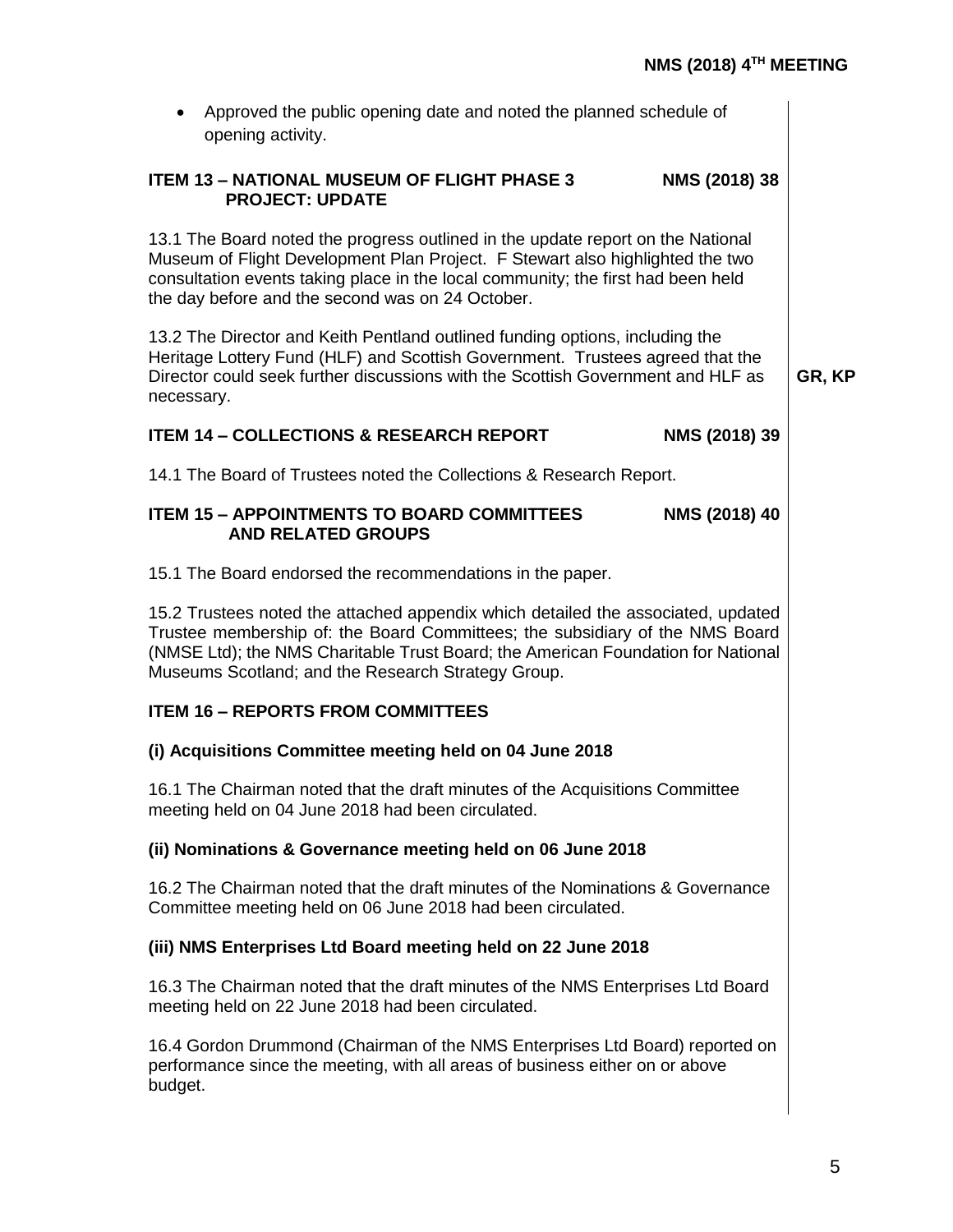- Approved the public opening date and noted the planned schedule of opening activity.

### ITEM 13 – NATIONAL MUSEUM OF FLIGHT PHASE 3 PROJECT: UPDATE — NMS (2018) 38

13.1 The Board noted the progress outlined in the update report on the National Museum of Flight Development Plan Project. F Stewart also highlighted the two consultation events taking place in the local community; the first had been held the day before and the second was on 24 October.

13.2 The Director and Keith Pentland outlined funding options, including the Heritage Lottery Fund (HLF) and Scottish Government. Trustees agreed that the Director could seek further discussions with the Scottish Government and HLF as necessary. **GR, KP**

### ITEM 14 – COLLECTIONS & RESEARCH REPORT — NMS (2018) 39

14.1 The Board of Trustees noted the Collections & Research Report.

### ITEM 15 – APPOINTMENTS TO BOARD COMMITTEES AND RELATED GROUPS — NMS (2018) 40

15.1 The Board endorsed the recommendations in the paper.

15.2 Trustees noted the attached appendix which detailed the associated, updated Trustee membership of: the Board Committees; the subsidiary of the NMS Board (NMSE Ltd); the NMS Charitable Trust Board; the American Foundation for National Museums Scotland; and the Research Strategy Group.

### ITEM 16 – REPORTS FROM COMMITTEES

**(i) Acquisitions Committee meeting held on 04 June 2018**

16.1 The Chairman noted that the draft minutes of the Acquisitions Committee meeting held on 04 June 2018 had been circulated.

**(ii) Nominations & Governance meeting held on 06 June 2018**

16.2 The Chairman noted that the draft minutes of the Nominations & Governance Committee meeting held on 06 June 2018 had been circulated.

**(iii) NMS Enterprises Ltd Board meeting held on 22 June 2018**

16.3 The Chairman noted that the draft minutes of the NMS Enterprises Ltd Board meeting held on 22 June 2018 had been circulated.

16.4 Gordon Drummond (Chairman of the NMS Enterprises Ltd Board) reported on performance since the meeting, with all areas of business either on or above budget.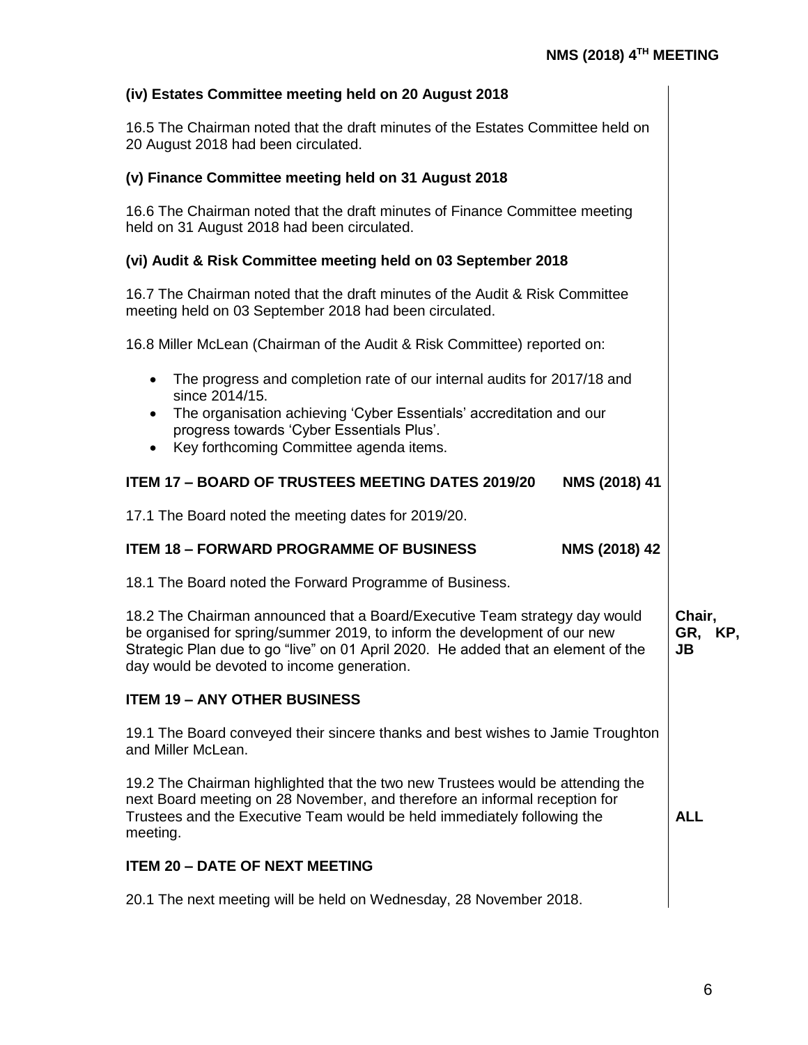**(iv) Estates Committee meeting held on 20 August 2018**

16.5 The Chairman noted that the draft minutes of the Estates Committee held on 20 August 2018 had been circulated.

**(v) Finance Committee meeting held on 31 August 2018**

16.6 The Chairman noted that the draft minutes of Finance Committee meeting held on 31 August 2018 had been circulated.

**(vi) Audit & Risk Committee meeting held on 03 September 2018**

16.7 The Chairman noted that the draft minutes of the Audit & Risk Committee meeting held on 03 September 2018 had been circulated.

16.8 Miller McLean (Chairman of the Audit & Risk Committee) reported on:

- The progress and completion rate of our internal audits for 2017/18 and since 2014/15.
- The organisation achieving 'Cyber Essentials' accreditation and our progress towards 'Cyber Essentials Plus'.
- Key forthcoming Committee agenda items.

**ITEM 17 – BOARD OF TRUSTEES MEETING DATES 2019/20 NMS (2018) 41**

17.1 The Board noted the meeting dates for 2019/20.

**ITEM 18 – FORWARD PROGRAMME OF BUSINESS NMS (2018) 42**

18.1 The Board noted the Forward Programme of Business.

18.2 The Chairman announced that a Board/Executive Team strategy day would be organised for spring/summer 2019, to inform the development of our new Strategic Plan due to go "live" on 01 April 2020. He added that an element of the day would be devoted to income generation. **Chair, GR, KP, JB**

**ITEM 19 – ANY OTHER BUSINESS**

19.1 The Board conveyed their sincere thanks and best wishes to Jamie Troughton and Miller McLean.

19.2 The Chairman highlighted that the two new Trustees would be attending the next Board meeting on 28 November, and therefore an informal reception for Trustees and the Executive Team would be held immediately following the meeting. **ALL**

**ITEM 20 – DATE OF NEXT MEETING**

20.1 The next meeting will be held on Wednesday, 28 November 2018.